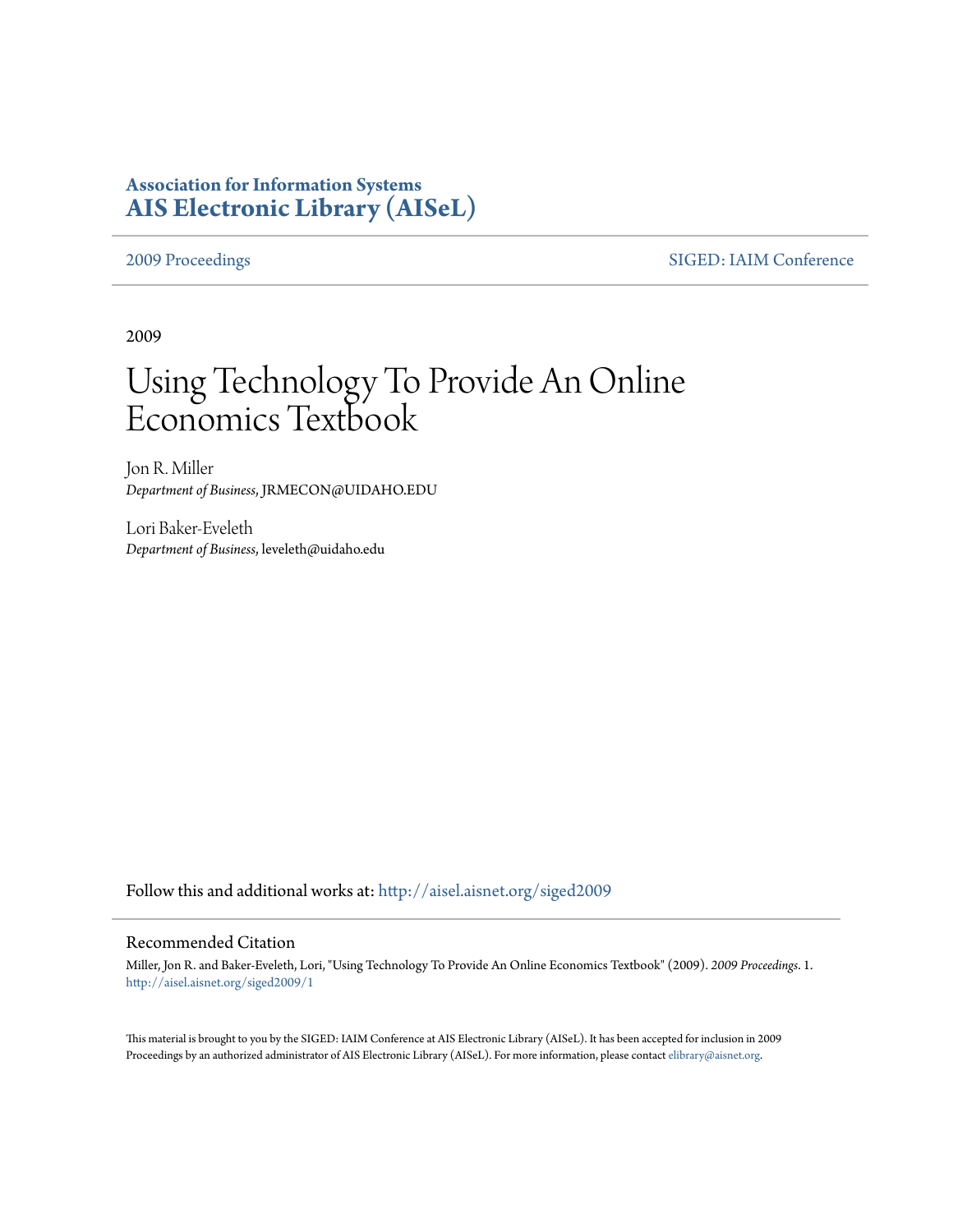**Association for Information Systems**
**AIS Electronic Library (AISeL)**

2009 Proceedings | SIGED: IAIM Conference

2009

# Using Technology To Provide An Online Economics Textbook

Jon R. Miller
*Department of Business*, JRMECON@UIDAHO.EDU

Lori Baker-Eveleth
*Department of Business*, leveleth@uidaho.edu

Follow this and additional works at: http://aisel.aisnet.org/siged2009

## Recommended Citation

Miller, Jon R. and Baker-Eveleth, Lori, "Using Technology To Provide An Online Economics Textbook" (2009). *2009 Proceedings*. 1.
http://aisel.aisnet.org/siged2009/1

This material is brought to you by the SIGED: IAIM Conference at AIS Electronic Library (AISeL). It has been accepted for inclusion in 2009 Proceedings by an authorized administrator of AIS Electronic Library (AISeL). For more information, please contact elibrary@aisnet.org.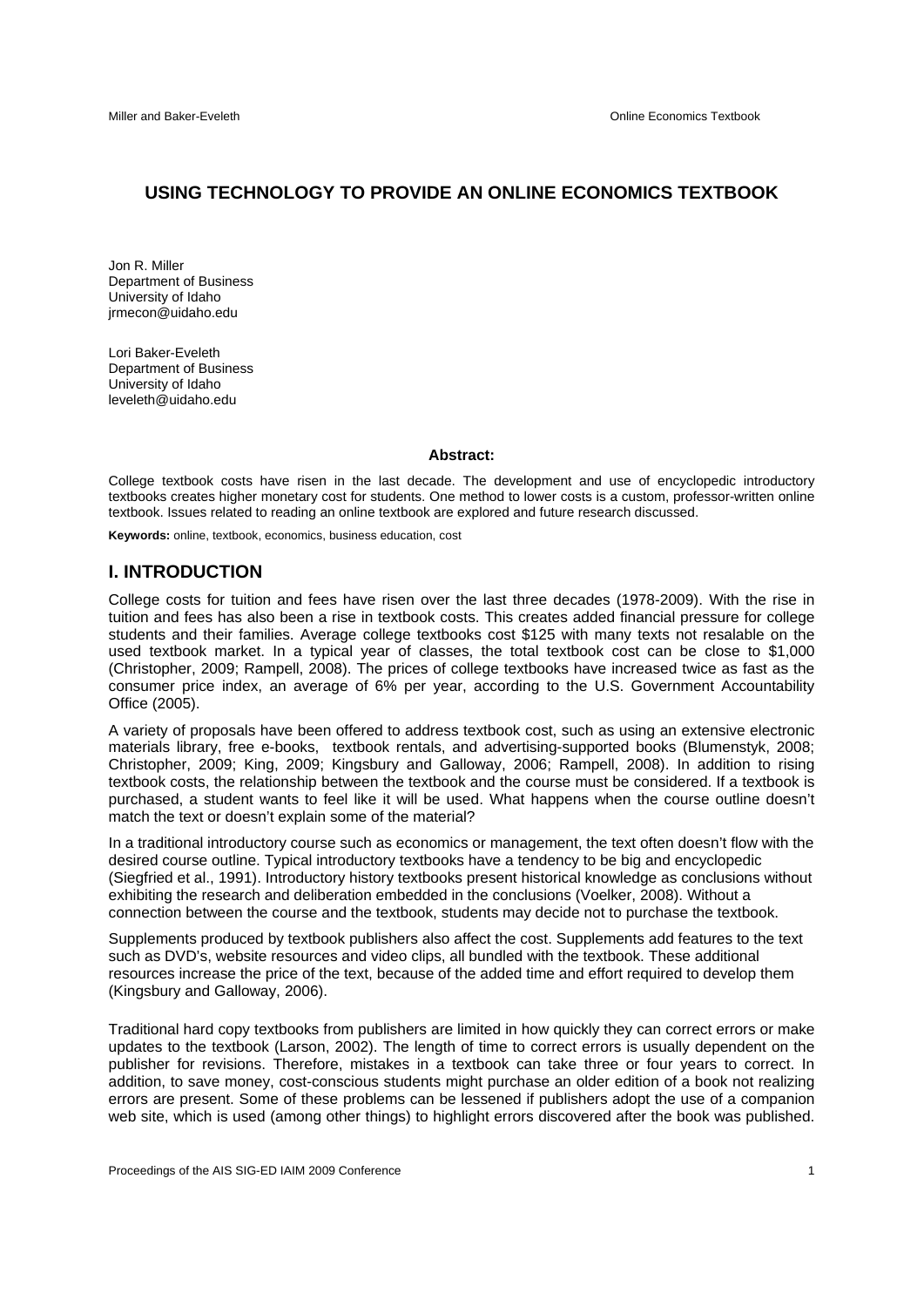# USING TECHNOLOGY TO PROVIDE AN ONLINE ECONOMICS TEXTBOOK

Jon R. Miller
Department of Business
University of Idaho
jrmecon@uidaho.edu

Lori Baker-Eveleth
Department of Business
University of Idaho
leveleth@uidaho.edu

**Abstract:**

College textbook costs have risen in the last decade. The development and use of encyclopedic introductory textbooks creates higher monetary cost for students. One method to lower costs is a custom, professor-written online textbook. Issues related to reading an online textbook are explored and future research discussed.

**Keywords:** online, textbook, economics, business education, cost

## I. INTRODUCTION

College costs for tuition and fees have risen over the last three decades (1978-2009). With the rise in tuition and fees has also been a rise in textbook costs. This creates added financial pressure for college students and their families. Average college textbooks cost $125 with many texts not resalable on the used textbook market. In a typical year of classes, the total textbook cost can be close to $1,000 (Christopher, 2009; Rampell, 2008). The prices of college textbooks have increased twice as fast as the consumer price index, an average of 6% per year, according to the U.S. Government Accountability Office (2005).

A variety of proposals have been offered to address textbook cost, such as using an extensive electronic materials library, free e-books, textbook rentals, and advertising-supported books (Blumenstyk, 2008; Christopher, 2009; King, 2009; Kingsbury and Galloway, 2006; Rampell, 2008). In addition to rising textbook costs, the relationship between the textbook and the course must be considered. If a textbook is purchased, a student wants to feel like it will be used. What happens when the course outline doesn't match the text or doesn't explain some of the material?

In a traditional introductory course such as economics or management, the text often doesn't flow with the desired course outline. Typical introductory textbooks have a tendency to be big and encyclopedic (Siegfried et al., 1991). Introductory history textbooks present historical knowledge as conclusions without exhibiting the research and deliberation embedded in the conclusions (Voelker, 2008). Without a connection between the course and the textbook, students may decide not to purchase the textbook.

Supplements produced by textbook publishers also affect the cost. Supplements add features to the text such as DVD's, website resources and video clips, all bundled with the textbook. These additional resources increase the price of the text, because of the added time and effort required to develop them (Kingsbury and Galloway, 2006).

Traditional hard copy textbooks from publishers are limited in how quickly they can correct errors or make updates to the textbook (Larson, 2002). The length of time to correct errors is usually dependent on the publisher for revisions. Therefore, mistakes in a textbook can take three or four years to correct. In addition, to save money, cost-conscious students might purchase an older edition of a book not realizing errors are present. Some of these problems can be lessened if publishers adopt the use of a companion web site, which is used (among other things) to highlight errors discovered after the book was published.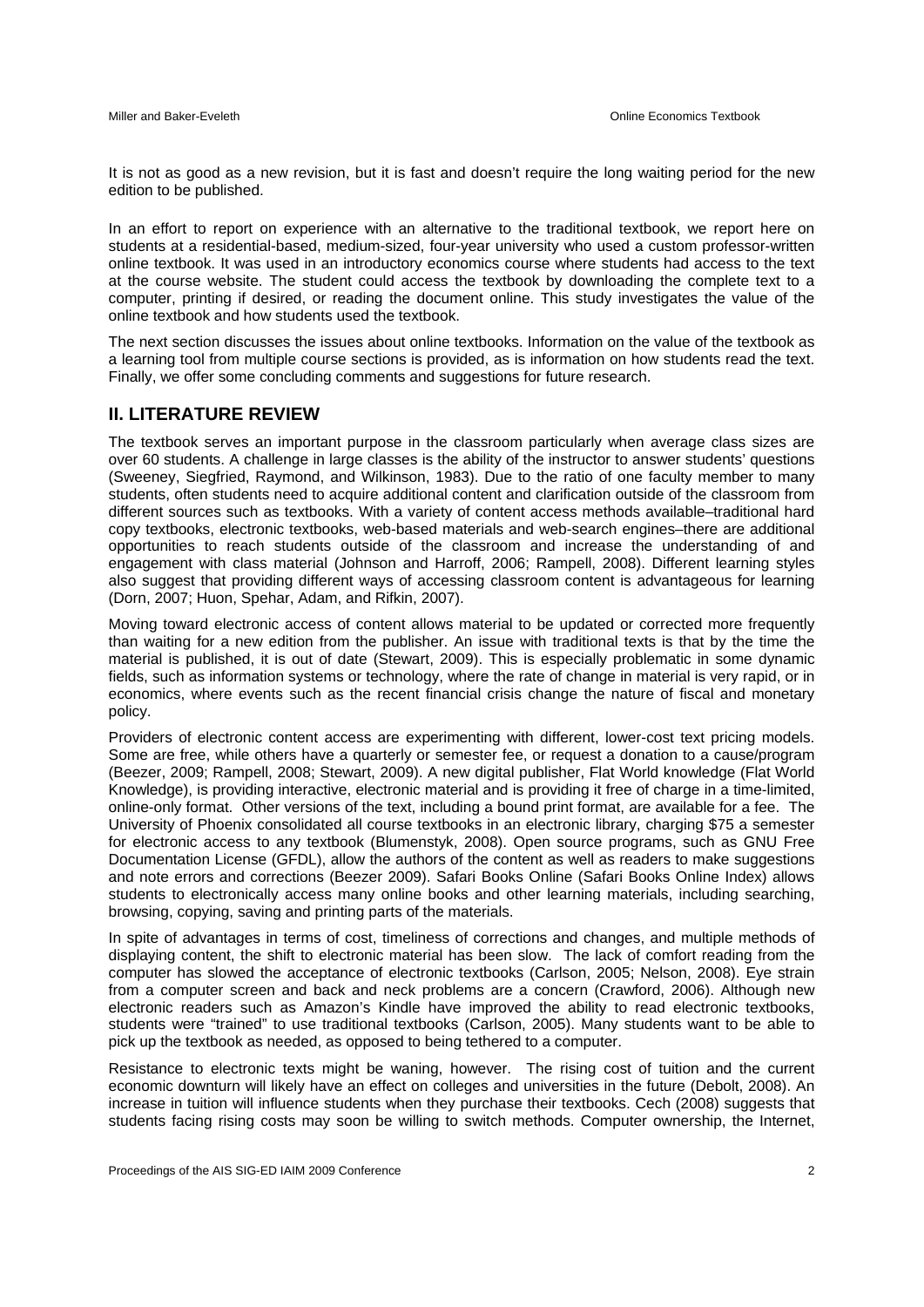It is not as good as a new revision, but it is fast and doesn't require the long waiting period for the new edition to be published.

In an effort to report on experience with an alternative to the traditional textbook, we report here on students at a residential-based, medium-sized, four-year university who used a custom professor-written online textbook. It was used in an introductory economics course where students had access to the text at the course website. The student could access the textbook by downloading the complete text to a computer, printing if desired, or reading the document online. This study investigates the value of the online textbook and how students used the textbook.

The next section discusses the issues about online textbooks. Information on the value of the textbook as a learning tool from multiple course sections is provided, as is information on how students read the text. Finally, we offer some concluding comments and suggestions for future research.

## II. LITERATURE REVIEW

The textbook serves an important purpose in the classroom particularly when average class sizes are over 60 students. A challenge in large classes is the ability of the instructor to answer students' questions (Sweeney, Siegfried, Raymond, and Wilkinson, 1983). Due to the ratio of one faculty member to many students, often students need to acquire additional content and clarification outside of the classroom from different sources such as textbooks. With a variety of content access methods available–traditional hard copy textbooks, electronic textbooks, web-based materials and web-search engines–there are additional opportunities to reach students outside of the classroom and increase the understanding of and engagement with class material (Johnson and Harroff, 2006; Rampell, 2008). Different learning styles also suggest that providing different ways of accessing classroom content is advantageous for learning (Dorn, 2007; Huon, Spehar, Adam, and Rifkin, 2007).

Moving toward electronic access of content allows material to be updated or corrected more frequently than waiting for a new edition from the publisher. An issue with traditional texts is that by the time the material is published, it is out of date (Stewart, 2009). This is especially problematic in some dynamic fields, such as information systems or technology, where the rate of change in material is very rapid, or in economics, where events such as the recent financial crisis change the nature of fiscal and monetary policy.

Providers of electronic content access are experimenting with different, lower-cost text pricing models. Some are free, while others have a quarterly or semester fee, or request a donation to a cause/program (Beezer, 2009; Rampell, 2008; Stewart, 2009). A new digital publisher, Flat World knowledge (Flat World Knowledge), is providing interactive, electronic material and is providing it free of charge in a time-limited, online-only format. Other versions of the text, including a bound print format, are available for a fee. The University of Phoenix consolidated all course textbooks in an electronic library, charging $75 a semester for electronic access to any textbook (Blumenstyk, 2008). Open source programs, such as GNU Free Documentation License (GFDL), allow the authors of the content as well as readers to make suggestions and note errors and corrections (Beezer 2009). Safari Books Online (Safari Books Online Index) allows students to electronically access many online books and other learning materials, including searching, browsing, copying, saving and printing parts of the materials.

In spite of advantages in terms of cost, timeliness of corrections and changes, and multiple methods of displaying content, the shift to electronic material has been slow. The lack of comfort reading from the computer has slowed the acceptance of electronic textbooks (Carlson, 2005; Nelson, 2008). Eye strain from a computer screen and back and neck problems are a concern (Crawford, 2006). Although new electronic readers such as Amazon's Kindle have improved the ability to read electronic textbooks, students were "trained" to use traditional textbooks (Carlson, 2005). Many students want to be able to pick up the textbook as needed, as opposed to being tethered to a computer.

Resistance to electronic texts might be waning, however. The rising cost of tuition and the current economic downturn will likely have an effect on colleges and universities in the future (Debolt, 2008). An increase in tuition will influence students when they purchase their textbooks. Cech (2008) suggests that students facing rising costs may soon be willing to switch methods. Computer ownership, the Internet,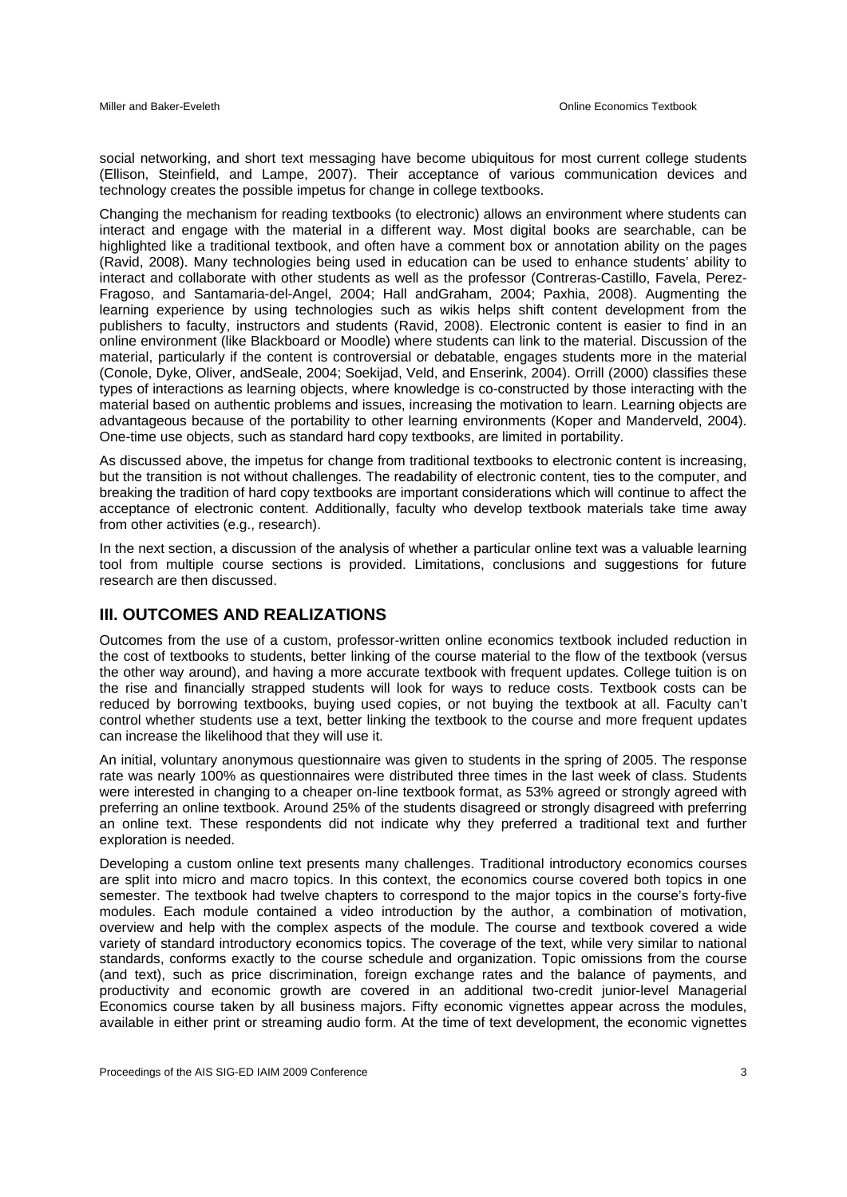social networking, and short text messaging have become ubiquitous for most current college students (Ellison, Steinfield, and Lampe, 2007). Their acceptance of various communication devices and technology creates the possible impetus for change in college textbooks.

Changing the mechanism for reading textbooks (to electronic) allows an environment where students can interact and engage with the material in a different way. Most digital books are searchable, can be highlighted like a traditional textbook, and often have a comment box or annotation ability on the pages (Ravid, 2008). Many technologies being used in education can be used to enhance students' ability to interact and collaborate with other students as well as the professor (Contreras-Castillo, Favela, Perez-Fragoso, and Santamaria-del-Angel, 2004; Hall andGraham, 2004; Paxhia, 2008). Augmenting the learning experience by using technologies such as wikis helps shift content development from the publishers to faculty, instructors and students (Ravid, 2008). Electronic content is easier to find in an online environment (like Blackboard or Moodle) where students can link to the material. Discussion of the material, particularly if the content is controversial or debatable, engages students more in the material (Conole, Dyke, Oliver, andSeale, 2004; Soekijad, Veld, and Enserink, 2004). Orrill (2000) classifies these types of interactions as learning objects, where knowledge is co-constructed by those interacting with the material based on authentic problems and issues, increasing the motivation to learn. Learning objects are advantageous because of the portability to other learning environments (Koper and Manderveld, 2004). One-time use objects, such as standard hard copy textbooks, are limited in portability.

As discussed above, the impetus for change from traditional textbooks to electronic content is increasing, but the transition is not without challenges. The readability of electronic content, ties to the computer, and breaking the tradition of hard copy textbooks are important considerations which will continue to affect the acceptance of electronic content. Additionally, faculty who develop textbook materials take time away from other activities (e.g., research).

In the next section, a discussion of the analysis of whether a particular online text was a valuable learning tool from multiple course sections is provided. Limitations, conclusions and suggestions for future research are then discussed.

## III. OUTCOMES AND REALIZATIONS

Outcomes from the use of a custom, professor-written online economics textbook included reduction in the cost of textbooks to students, better linking of the course material to the flow of the textbook (versus the other way around), and having a more accurate textbook with frequent updates. College tuition is on the rise and financially strapped students will look for ways to reduce costs. Textbook costs can be reduced by borrowing textbooks, buying used copies, or not buying the textbook at all. Faculty can't control whether students use a text, better linking the textbook to the course and more frequent updates can increase the likelihood that they will use it.

An initial, voluntary anonymous questionnaire was given to students in the spring of 2005. The response rate was nearly 100% as questionnaires were distributed three times in the last week of class. Students were interested in changing to a cheaper on-line textbook format, as 53% agreed or strongly agreed with preferring an online textbook. Around 25% of the students disagreed or strongly disagreed with preferring an online text. These respondents did not indicate why they preferred a traditional text and further exploration is needed.

Developing a custom online text presents many challenges. Traditional introductory economics courses are split into micro and macro topics. In this context, the economics course covered both topics in one semester. The textbook had twelve chapters to correspond to the major topics in the course's forty-five modules. Each module contained a video introduction by the author, a combination of motivation, overview and help with the complex aspects of the module. The course and textbook covered a wide variety of standard introductory economics topics. The coverage of the text, while very similar to national standards, conforms exactly to the course schedule and organization. Topic omissions from the course (and text), such as price discrimination, foreign exchange rates and the balance of payments, and productivity and economic growth are covered in an additional two-credit junior-level Managerial Economics course taken by all business majors. Fifty economic vignettes appear across the modules, available in either print or streaming audio form. At the time of text development, the economic vignettes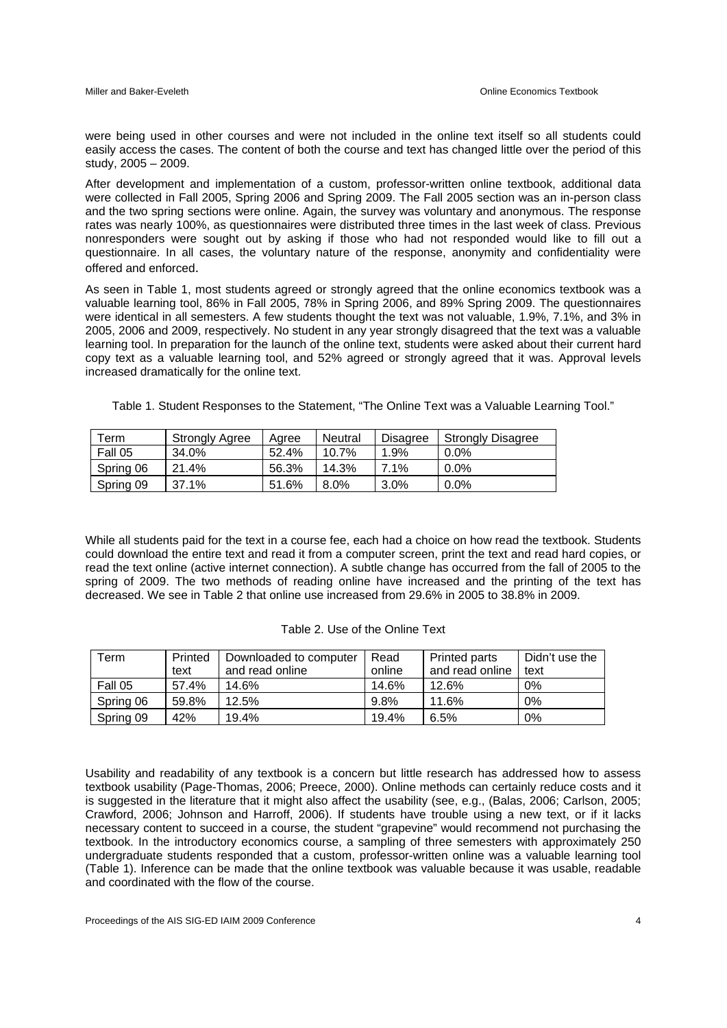were being used in other courses and were not included in the online text itself so all students could easily access the cases. The content of both the course and text has changed little over the period of this study, 2005 – 2009.

After development and implementation of a custom, professor-written online textbook, additional data were collected in Fall 2005, Spring 2006 and Spring 2009. The Fall 2005 section was an in-person class and the two spring sections were online. Again, the survey was voluntary and anonymous. The response rates was nearly 100%, as questionnaires were distributed three times in the last week of class. Previous nonresponders were sought out by asking if those who had not responded would like to fill out a questionnaire. In all cases, the voluntary nature of the response, anonymity and confidentiality were offered and enforced.

As seen in Table 1, most students agreed or strongly agreed that the online economics textbook was a valuable learning tool, 86% in Fall 2005, 78% in Spring 2006, and 89% Spring 2009. The questionnaires were identical in all semesters. A few students thought the text was not valuable, 1.9%, 7.1%, and 3% in 2005, 2006 and 2009, respectively. No student in any year strongly disagreed that the text was a valuable learning tool. In preparation for the launch of the online text, students were asked about their current hard copy text as a valuable learning tool, and 52% agreed or strongly agreed that it was. Approval levels increased dramatically for the online text.

Table 1. Student Responses to the Statement, "The Online Text was a Valuable Learning Tool."

| Term | Strongly Agree | Agree | Neutral | Disagree | Strongly Disagree |
|---|---|---|---|---|---|
| Fall 05 | 34.0% | 52.4% | 10.7% | 1.9% | 0.0% |
| Spring 06 | 21.4% | 56.3% | 14.3% | 7.1% | 0.0% |
| Spring 09 | 37.1% | 51.6% | 8.0% | 3.0% | 0.0% |

While all students paid for the text in a course fee, each had a choice on how read the textbook. Students could download the entire text and read it from a computer screen, print the text and read hard copies, or read the text online (active internet connection). A subtle change has occurred from the fall of 2005 to the spring of 2009. The two methods of reading online have increased and the printing of the text has decreased. We see in Table 2 that online use increased from 29.6% in 2005 to 38.8% in 2009.

Table 2. Use of the Online Text

| Term | Printed text | Downloaded to computer and read online | Read online | Printed parts and read online | Didn't use the text |
|---|---|---|---|---|---|
| Fall 05 | 57.4% | 14.6% | 14.6% | 12.6% | 0% |
| Spring 06 | 59.8% | 12.5% | 9.8% | 11.6% | 0% |
| Spring 09 | 42% | 19.4% | 19.4% | 6.5% | 0% |

Usability and readability of any textbook is a concern but little research has addressed how to assess textbook usability (Page-Thomas, 2006; Preece, 2000). Online methods can certainly reduce costs and it is suggested in the literature that it might also affect the usability (see, e.g., (Balas, 2006; Carlson, 2005; Crawford, 2006; Johnson and Harroff, 2006). If students have trouble using a new text, or if it lacks necessary content to succeed in a course, the student "grapevine" would recommend not purchasing the textbook. In the introductory economics course, a sampling of three semesters with approximately 250 undergraduate students responded that a custom, professor-written online was a valuable learning tool (Table 1). Inference can be made that the online textbook was valuable because it was usable, readable and coordinated with the flow of the course.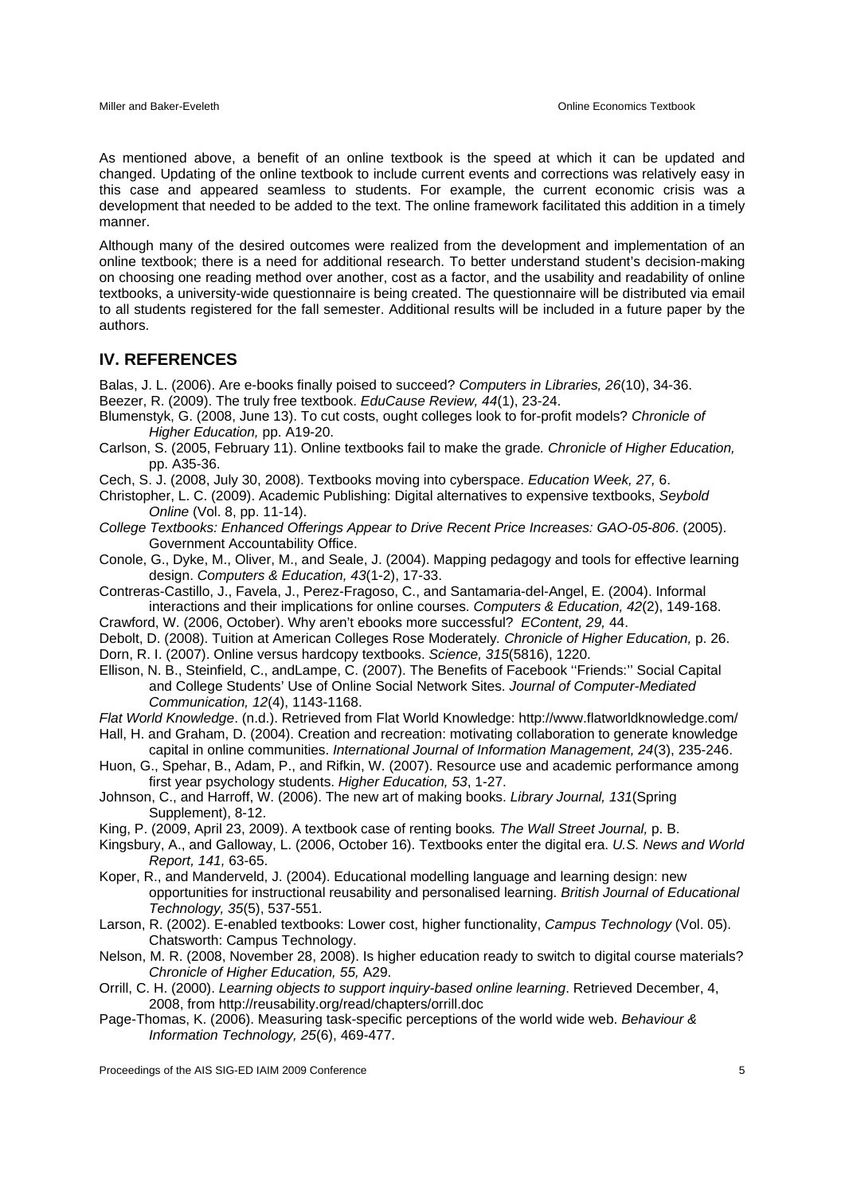As mentioned above, a benefit of an online textbook is the speed at which it can be updated and changed. Updating of the online textbook to include current events and corrections was relatively easy in this case and appeared seamless to students. For example, the current economic crisis was a development that needed to be added to the text. The online framework facilitated this addition in a timely manner.

Although many of the desired outcomes were realized from the development and implementation of an online textbook; there is a need for additional research. To better understand student's decision-making on choosing one reading method over another, cost as a factor, and the usability and readability of online textbooks, a university-wide questionnaire is being created. The questionnaire will be distributed via email to all students registered for the fall semester. Additional results will be included in a future paper by the authors.

## IV. REFERENCES

Balas, J. L. (2006). Are e-books finally poised to succeed? *Computers in Libraries, 26*(10), 34-36.

Beezer, R. (2009). The truly free textbook. *EduCause Review, 44*(1), 23-24.

Blumenstyk, G. (2008, June 13). To cut costs, ought colleges look to for-profit models? *Chronicle of Higher Education,* pp. A19-20.

Carlson, S. (2005, February 11). Online textbooks fail to make the grade*. Chronicle of Higher Education,* pp. A35-36.

Cech, S. J. (2008, July 30, 2008). Textbooks moving into cyberspace. *Education Week, 27,* 6.

Christopher, L. C. (2009). Academic Publishing: Digital alternatives to expensive textbooks, *Seybold Online* (Vol. 8, pp. 11-14).

*College Textbooks: Enhanced Offerings Appear to Drive Recent Price Increases: GAO-05-806*. (2005). Government Accountability Office.

Conole, G., Dyke, M., Oliver, M., and Seale, J. (2004). Mapping pedagogy and tools for effective learning design. *Computers & Education, 43*(1-2), 17-33.

Contreras-Castillo, J., Favela, J., Perez-Fragoso, C., and Santamaria-del-Angel, E. (2004). Informal interactions and their implications for online courses. *Computers & Education, 42*(2), 149-168.

Crawford, W. (2006, October). Why aren't ebooks more successful? *EContent, 29,* 44.

Debolt, D. (2008). Tuition at American Colleges Rose Moderately*. Chronicle of Higher Education,* p. 26.

Dorn, R. I. (2007). Online versus hardcopy textbooks. *Science, 315*(5816), 1220.

Ellison, N. B., Steinfield, C., andLampe, C. (2007). The Benefits of Facebook ''Friends:'' Social Capital and College Students' Use of Online Social Network Sites. *Journal of Computer-Mediated Communication, 12*(4), 1143-1168.

*Flat World Knowledge*. (n.d.). Retrieved from Flat World Knowledge: http://www.flatworldknowledge.com/

Hall, H. and Graham, D. (2004). Creation and recreation: motivating collaboration to generate knowledge capital in online communities. *International Journal of Information Management, 24*(3), 235-246.

Huon, G., Spehar, B., Adam, P., and Rifkin, W. (2007). Resource use and academic performance among first year psychology students. *Higher Education, 53*, 1-27.

Johnson, C., and Harroff, W. (2006). The new art of making books. *Library Journal, 131*(Spring Supplement), 8-12.

King, P. (2009, April 23, 2009). A textbook case of renting books*. The Wall Street Journal,* p. B.

Kingsbury, A., and Galloway, L. (2006, October 16). Textbooks enter the digital era. *U.S. News and World Report, 141,* 63-65.

Koper, R., and Manderveld, J. (2004). Educational modelling language and learning design: new opportunities for instructional reusability and personalised learning. *British Journal of Educational Technology, 35*(5), 537-551.

Larson, R. (2002). E-enabled textbooks: Lower cost, higher functionality, *Campus Technology* (Vol. 05). Chatsworth: Campus Technology.

Nelson, M. R. (2008, November 28, 2008). Is higher education ready to switch to digital course materials? *Chronicle of Higher Education, 55,* A29.

Orrill, C. H. (2000). *Learning objects to support inquiry-based online learning*. Retrieved December, 4, 2008, from http://reusability.org/read/chapters/orrill.doc

Page-Thomas, K. (2006). Measuring task-specific perceptions of the world wide web. *Behaviour & Information Technology, 25*(6), 469-477.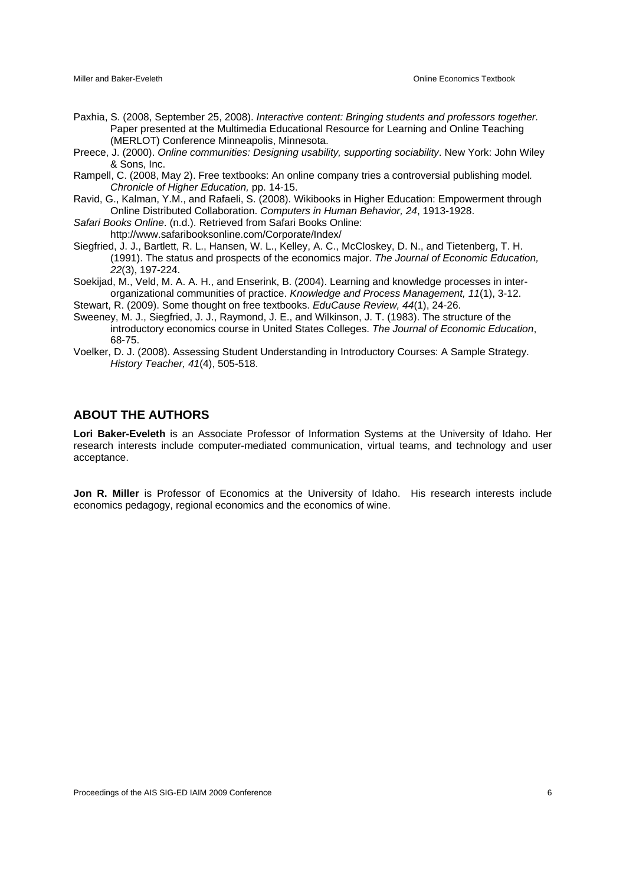Paxhia, S. (2008, September 25, 2008). *Interactive content: Bringing students and professors together.* Paper presented at the Multimedia Educational Resource for Learning and Online Teaching (MERLOT) Conference Minneapolis, Minnesota.

Preece, J. (2000). *Online communities: Designing usability, supporting sociability*. New York: John Wiley & Sons, Inc.

Rampell, C. (2008, May 2). Free textbooks: An online company tries a controversial publishing model. *Chronicle of Higher Education,* pp. 14-15.

Ravid, G., Kalman, Y.M., and Rafaeli, S. (2008). Wikibooks in Higher Education: Empowerment through Online Distributed Collaboration. *Computers in Human Behavior, 24*, 1913-1928.

*Safari Books Online*. (n.d.). Retrieved from Safari Books Online: http://www.safaribooksonline.com/Corporate/Index/

Siegfried, J. J., Bartlett, R. L., Hansen, W. L., Kelley, A. C., McCloskey, D. N., and Tietenberg, T. H. (1991). The status and prospects of the economics major. *The Journal of Economic Education, 22*(3), 197-224.

Soekijad, M., Veld, M. A. A. H., and Enserink, B. (2004). Learning and knowledge processes in inter-organizational communities of practice. *Knowledge and Process Management, 11*(1), 3-12.

Stewart, R. (2009). Some thought on free textbooks. *EduCause Review, 44*(1), 24-26.

Sweeney, M. J., Siegfried, J. J., Raymond, J. E., and Wilkinson, J. T. (1983). The structure of the introductory economics course in United States Colleges. *The Journal of Economic Education*, 68-75.

Voelker, D. J. (2008). Assessing Student Understanding in Introductory Courses: A Sample Strategy. *History Teacher, 41*(4), 505-518.

## ABOUT THE AUTHORS

**Lori Baker-Eveleth** is an Associate Professor of Information Systems at the University of Idaho. Her research interests include computer-mediated communication, virtual teams, and technology and user acceptance.

**Jon R. Miller** is Professor of Economics at the University of Idaho. His research interests include economics pedagogy, regional economics and the economics of wine.